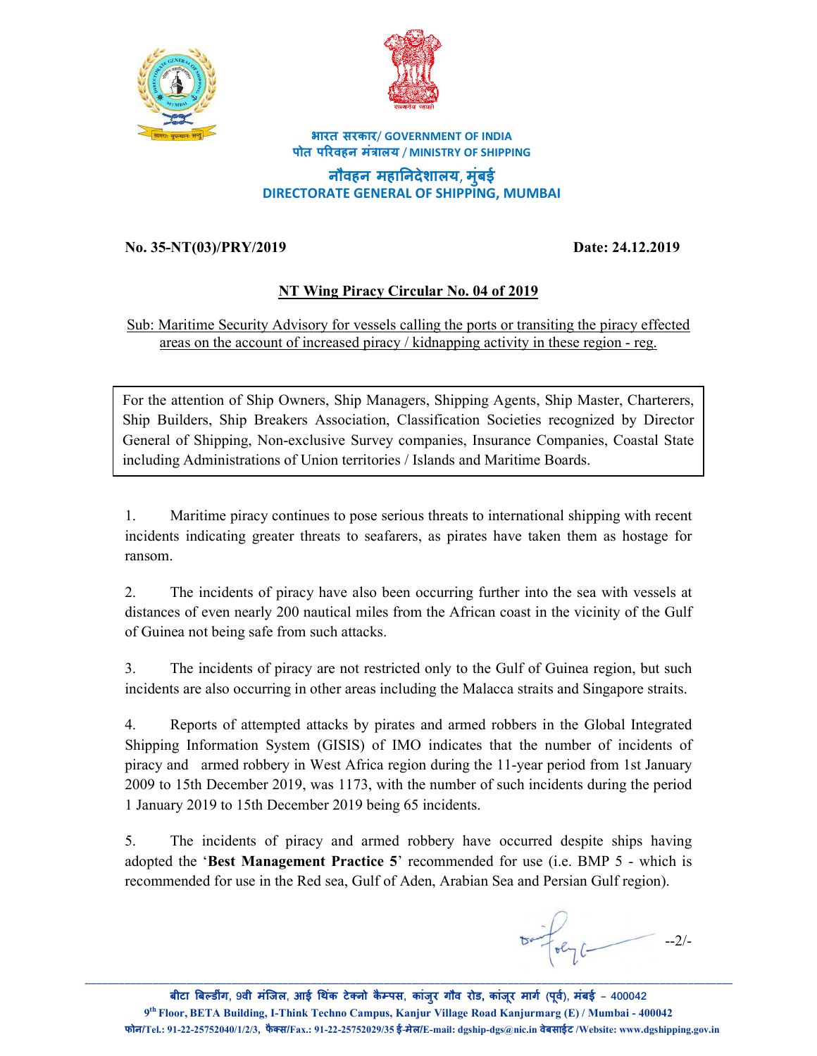भारत सरकार/ GOVERNMENT OF INDIA
पोत परिवहन मंत्रालय / MINISTRY OF SHIPPING

# नौवहन महानिदेशालय, मुंबई
# DIRECTORATE GENERAL OF SHIPPING, MUMBAI

**No. 35-NT(03)/PRY/2019** **Date: 24.12.2019**

## NT Wing Piracy Circular No. 04 of 2019

Sub: Maritime Security Advisory for vessels calling the ports or transiting the piracy effected areas on the account of increased piracy / kidnapping activity in these region - reg.

> For the attention of Ship Owners, Ship Managers, Shipping Agents, Ship Master, Charterers, Ship Builders, Ship Breakers Association, Classification Societies recognized by Director General of Shipping, Non-exclusive Survey companies, Insurance Companies, Coastal State including Administrations of Union territories / Islands and Maritime Boards.

1. Maritime piracy continues to pose serious threats to international shipping with recent incidents indicating greater threats to seafarers, as pirates have taken them as hostage for ransom.

2. The incidents of piracy have also been occurring further into the sea with vessels at distances of even nearly 200 nautical miles from the African coast in the vicinity of the Gulf of Guinea not being safe from such attacks.

3. The incidents of piracy are not restricted only to the Gulf of Guinea region, but such incidents are also occurring in other areas including the Malacca straits and Singapore straits.

4. Reports of attempted attacks by pirates and armed robbers in the Global Integrated Shipping Information System (GISIS) of IMO indicates that the number of incidents of piracy and armed robbery in West Africa region during the 11-year period from 1st January 2009 to 15th December 2019, was 1173, with the number of such incidents during the period 1 January 2019 to 15th December 2019 being 65 incidents.

5. The incidents of piracy and armed robbery have occurred despite ships having adopted the '**Best Management Practice 5**' recommended for use (i.e. BMP 5 - which is recommended for use in the Red sea, Gulf of Aden, Arabian Sea and Persian Gulf region).

--2/-

बीटा बिल्डींग, 9वी मंजिल, आई थिंक टेक्नो कैम्पस, कांजुर गौव रोड, कांजूर मार्ग (पूर्व), मंबई – 400042
9th Floor, BETA Building, I-Think Techno Campus, Kanjur Village Road Kanjurmarg (E) / Mumbai - 400042
फोन/Tel.: 91-22-25752040/1/2/3, फैक्स/Fax.: 91-22-25752029/35 ई-मेल/E-mail: dgship-dgs@nic.in वेबसाईट /Website: www.dgshipping.gov.in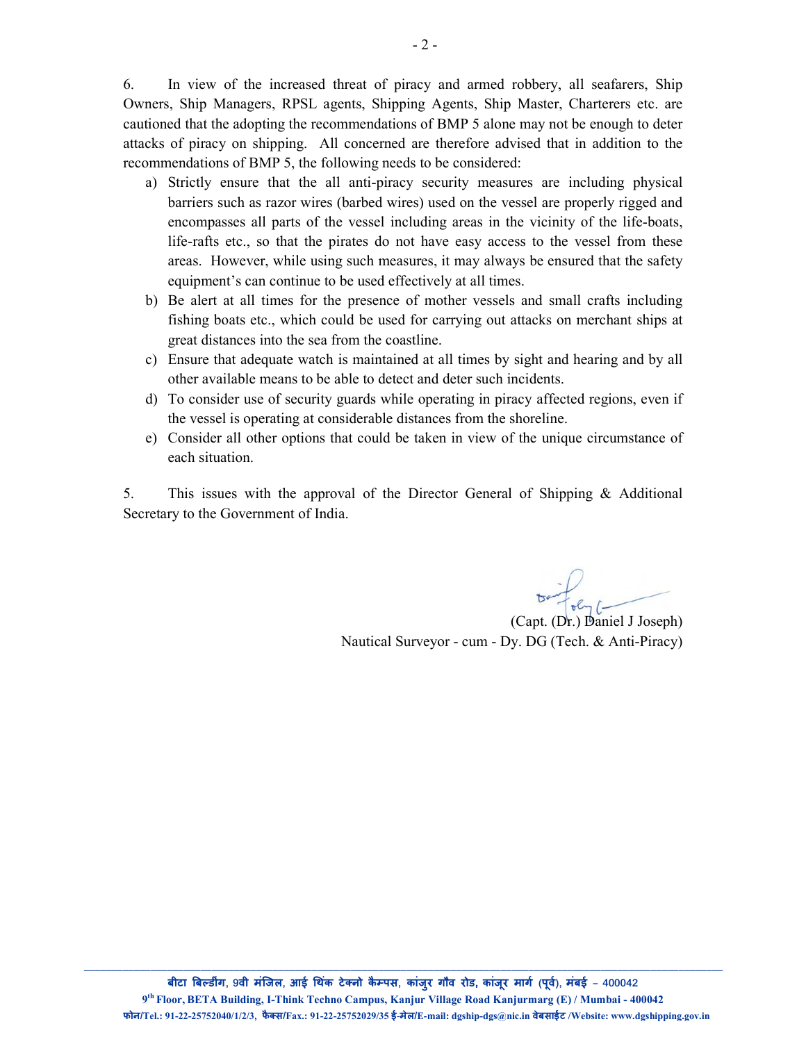6. In view of the increased threat of piracy and armed robbery, all seafarers, Ship Owners, Ship Managers, RPSL agents, Shipping Agents, Ship Master, Charterers etc. are cautioned that the adopting the recommendations of BMP 5 alone may not be enough to deter attacks of piracy on shipping. All concerned are therefore advised that in addition to the recommendations of BMP 5, the following needs to be considered:

a) Strictly ensure that the all anti-piracy security measures are including physical barriers such as razor wires (barbed wires) used on the vessel are properly rigged and encompasses all parts of the vessel including areas in the vicinity of the life-boats, life-rafts etc., so that the pirates do not have easy access to the vessel from these areas. However, while using such measures, it may always be ensured that the safety equipment's can continue to be used effectively at all times.

b) Be alert at all times for the presence of mother vessels and small crafts including fishing boats etc., which could be used for carrying out attacks on merchant ships at great distances into the sea from the coastline.

c) Ensure that adequate watch is maintained at all times by sight and hearing and by all other available means to be able to detect and deter such incidents.

d) To consider use of security guards while operating in piracy affected regions, even if the vessel is operating at considerable distances from the shoreline.

e) Consider all other options that could be taken in view of the unique circumstance of each situation.

5. This issues with the approval of the Director General of Shipping & Additional Secretary to the Government of India.

(Capt. (Dr.) Daniel J Joseph)
Nautical Surveyor - cum - Dy. DG (Tech. & Anti-Piracy)